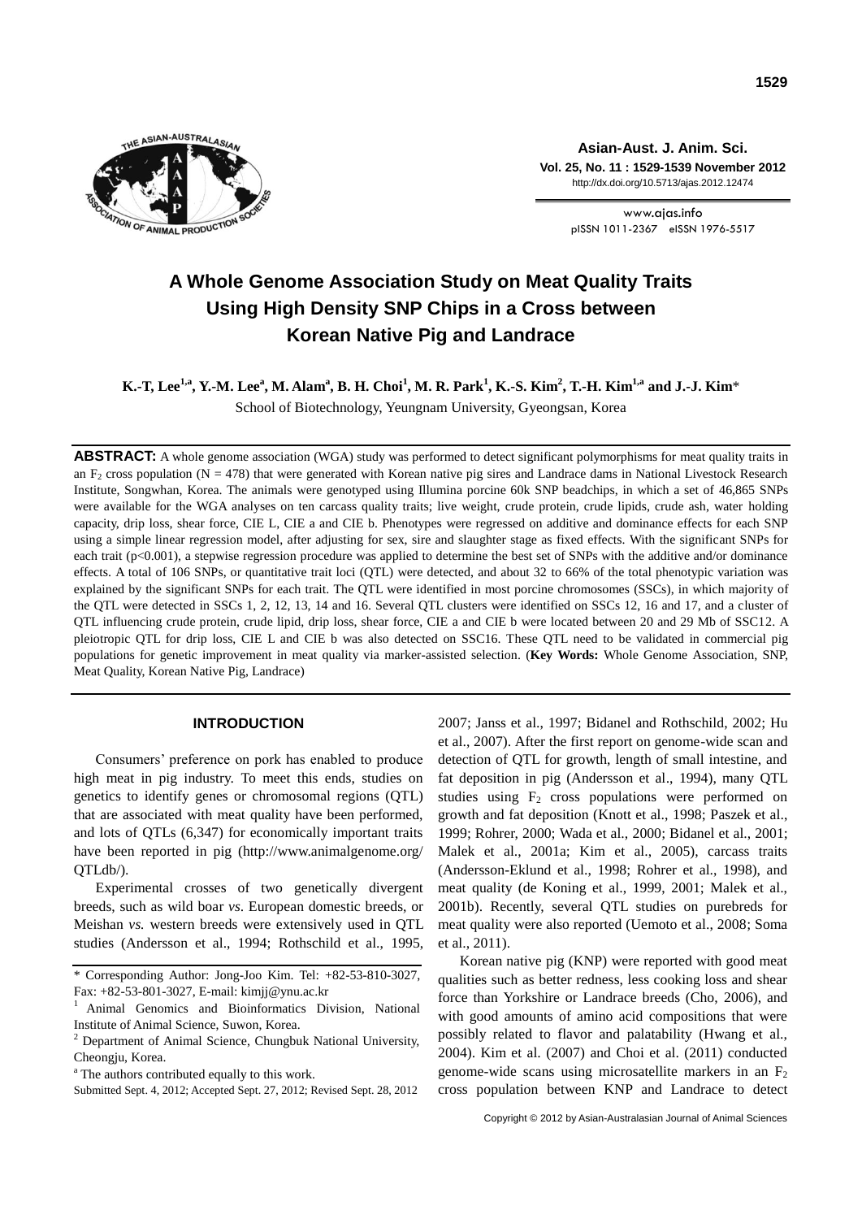# A Whole Genome Association Study on Meat Quality Traits Using High Density SNP Chips in a Cross between Korean Native Pig and Landrace

**K.-T, Lee[1,a], Y.-M. Lee[a], M. Alam[a], B. H. Choi[1], M. R. Park[1], K.-S. Kim[2], T.-H. Kim[1,a] and J.-J. Kim***

School of Biotechnology, Yeungnam University, Gyeongsan, Korea

**ABSTRACT:** A whole genome association (WGA) study was performed to detect significant polymorphisms for meat quality traits in an $F_2$ cross population (N = 478) that were generated with Korean native pig sires and Landrace dams in National Livestock Research Institute, Songwhan, Korea. The animals were genotyped using Illumina porcine 60k SNP beadchips, in which a set of 46,865 SNPs were available for the WGA analyses on ten carcass quality traits; live weight, crude protein, crude lipids, crude ash, water holding capacity, drip loss, shear force, CIE L, CIE a and CIE b. Phenotypes were regressed on additive and dominance effects for each SNP using a simple linear regression model, after adjusting for sex, sire and slaughter stage as fixed effects. With the significant SNPs for each trait ($p<0.001$), a stepwise regression procedure was applied to determine the best set of SNPs with the additive and/or dominance effects. A total of 106 SNPs, or quantitative trait loci (QTL) were detected, and about 32 to 66% of the total phenotypic variation was explained by the significant SNPs for each trait. The QTL were identified in most porcine chromosomes (SSCs), in which majority of the QTL were detected in SSCs 1, 2, 12, 13, 14 and 16. Several QTL clusters were identified on SSCs 12, 16 and 17, and a cluster of QTL influencing crude protein, crude lipid, drip loss, shear force, CIE a and CIE b were located between 20 and 29 Mb of SSC12. A pleiotropic QTL for drip loss, CIE L and CIE b was also detected on SSC16. These QTL need to be validated in commercial pig populations for genetic improvement in meat quality via marker-assisted selection. (**Key Words:** Whole Genome Association, SNP, Meat Quality, Korean Native Pig, Landrace)

## INTRODUCTION

Consumers' preference on pork has enabled to produce high meat in pig industry. To meet this ends, studies on genetics to identify genes or chromosomal regions (QTL) that are associated with meat quality have been performed, and lots of QTLs (6,347) for economically important traits have been reported in pig (http://www.animalgenome.org/QTLdb/).

Experimental crosses of two genetically divergent breeds, such as wild boar *vs.* European domestic breeds, or Meishan *vs.* western breeds were extensively used in QTL studies (Andersson et al., 1994; Rothschild et al., 1995, 2007; Janss et al., 1997; Bidanel and Rothschild, 2002; Hu et al., 2007). After the first report on genome-wide scan and detection of QTL for growth, length of small intestine, and fat deposition in pig (Andersson et al., 1994), many QTL studies using $F_2$ cross populations were performed on growth and fat deposition (Knott et al., 1998; Paszek et al., 1999; Rohrer, 2000; Wada et al., 2000; Bidanel et al., 2001; Malek et al., 2001a; Kim et al., 2005), carcass traits (Andersson-Eklund et al., 1998; Rohrer et al., 1998), and meat quality (de Koning et al., 1999, 2001; Malek et al., 2001b). Recently, several QTL studies on purebreds for meat quality were also reported (Uemoto et al., 2008; Soma et al., 2011).

Korean native pig (KNP) were reported with good meat qualities such as better redness, less cooking loss and shear force than Yorkshire or Landrace breeds (Cho, 2006), and with good amounts of amino acid compositions that were possibly related to flavor and palatability (Hwang et al., 2004). Kim et al. (2007) and Choi et al. (2011) conducted genome-wide scans using microsatellite markers in an $F_2$ cross population between KNP and Landrace to detect

---

\* Corresponding Author: Jong-Joo Kim. Tel: +82-53-810-3027, Fax: +82-53-801-3027, E-mail: kimjj@ynu.ac.kr

[1] Animal Genomics and Bioinformatics Division, National Institute of Animal Science, Suwon, Korea.

[2] Department of Animal Science, Chungbuk National University, Cheongju, Korea.

[a] The authors contributed equally to this work.

Submitted Sept. 4, 2012; Accepted Sept. 27, 2012; Revised Sept. 28, 2012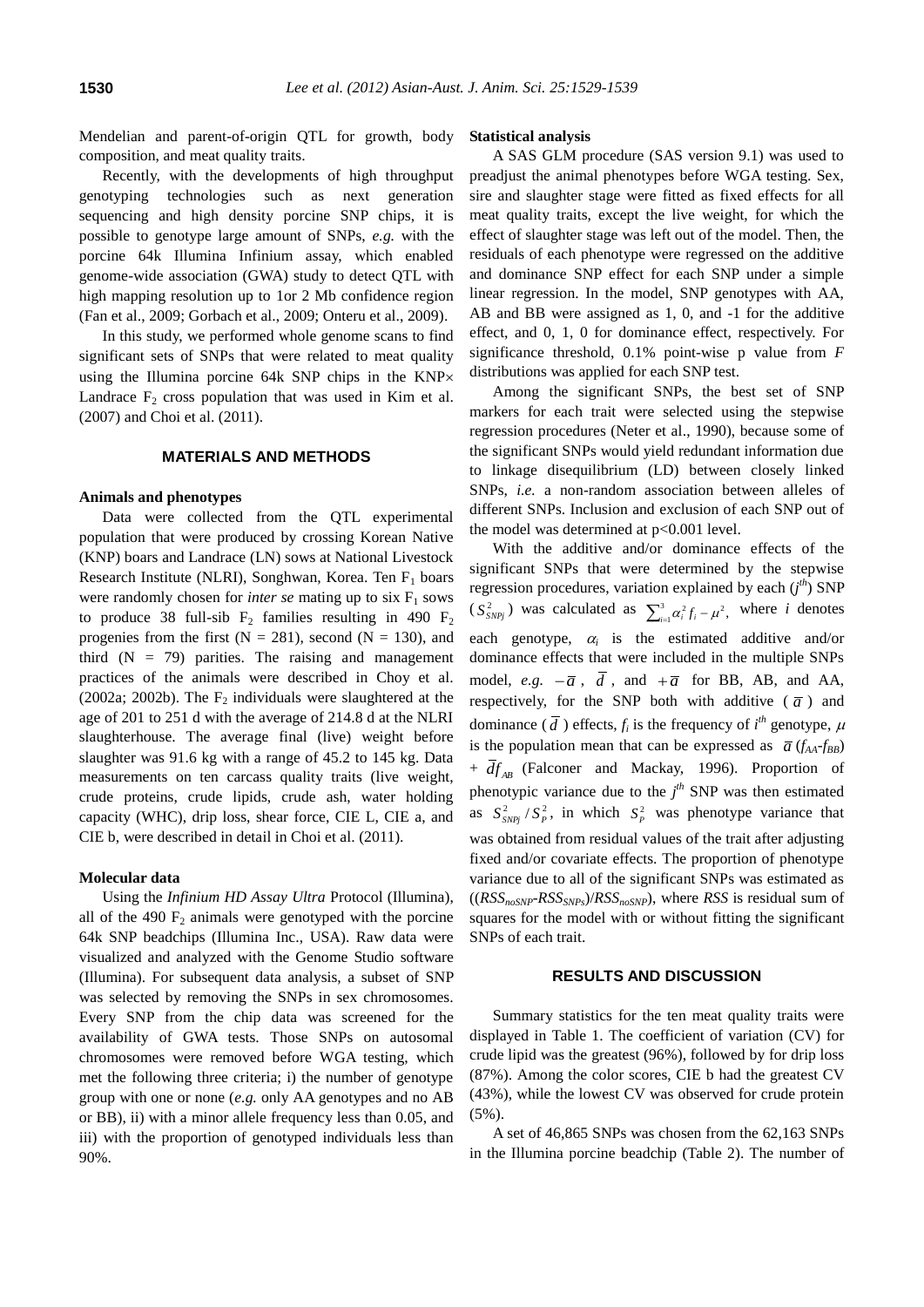Mendelian and parent-of-origin QTL for growth, body composition, and meat quality traits.

Recently, with the developments of high throughput genotyping technologies such as next generation sequencing and high density porcine SNP chips, it is possible to genotype large amount of SNPs, *e.g.* with the porcine 64k Illumina Infinium assay, which enabled genome-wide association (GWA) study to detect QTL with high mapping resolution up to 1or 2 Mb confidence region (Fan et al., 2009; Gorbach et al., 2009; Onteru et al., 2009).

In this study, we performed whole genome scans to find significant sets of SNPs that were related to meat quality using the Illumina porcine 64k SNP chips in the KNP× Landrace $F_2$ cross population that was used in Kim et al. (2007) and Choi et al. (2011).

## MATERIALS AND METHODS

### Animals and phenotypes

Data were collected from the QTL experimental population that were produced by crossing Korean Native (KNP) boars and Landrace (LN) sows at National Livestock Research Institute (NLRI), Songhwan, Korea. Ten $F_1$ boars were randomly chosen for *inter se* mating up to six $F_1$ sows to produce 38 full-sib $F_2$ families resulting in 490 $F_2$ progenies from the first (N = 281), second (N = 130), and third (N = 79) parities. The raising and management practices of the animals were described in Choy et al. (2002a; 2002b). The $F_2$ individuals were slaughtered at the age of 201 to 251 d with the average of 214.8 d at the NLRI slaughterhouse. The average final (live) weight before slaughter was 91.6 kg with a range of 45.2 to 145 kg. Data measurements on ten carcass quality traits (live weight, crude proteins, crude lipids, crude ash, water holding capacity (WHC), drip loss, shear force, CIE L, CIE a, and CIE b, were described in detail in Choi et al. (2011).

### Molecular data

Using the *Infinium HD Assay Ultra* Protocol (Illumina), all of the 490 $F_2$ animals were genotyped with the porcine 64k SNP beadchips (Illumina Inc., USA). Raw data were visualized and analyzed with the Genome Studio software (Illumina). For subsequent data analysis, a subset of SNP was selected by removing the SNPs in sex chromosomes. Every SNP from the chip data was screened for the availability of GWA tests. Those SNPs on autosomal chromosomes were removed before WGA testing, which met the following three criteria; i) the number of genotype group with one or none (*e.g.* only AA genotypes and no AB or BB), ii) with a minor allele frequency less than 0.05, and iii) with the proportion of genotyped individuals less than 90%.

### Statistical analysis

A SAS GLM procedure (SAS version 9.1) was used to preadjust the animal phenotypes before WGA testing. Sex, sire and slaughter stage were fitted as fixed effects for all meat quality traits, except the live weight, for which the effect of slaughter stage was left out of the model. Then, the residuals of each phenotype were regressed on the additive and dominance SNP effect for each SNP under a simple linear regression. In the model, SNP genotypes with AA, AB and BB were assigned as 1, 0, and -1 for the additive effect, and 0, 1, 0 for dominance effect, respectively. For significance threshold, 0.1% point-wise p value from *F* distributions was applied for each SNP test.

Among the significant SNPs, the best set of SNP markers for each trait were selected using the stepwise regression procedures (Neter et al., 1990), because some of the significant SNPs would yield redundant information due to linkage disequilibrium (LD) between closely linked SNPs, *i.e.* a non-random association between alleles of different SNPs. Inclusion and exclusion of each SNP out of the model was determined at p<0.001 level.

With the additive and/or dominance effects of the significant SNPs that were determined by the stepwise regression procedures, variation explained by each ($j^{th}$) SNP ($S^2_{SNPj}$) was calculated as $\sum_{i=1}^{3}\alpha_i^2 f_i - \mu^2$, where $i$ denotes each genotype, $\alpha_i$ is the estimated additive and/or dominance effects that were included in the multiple SNPs model, *e.g.* $-\bar{a}$, $\bar{d}$, and $+\bar{a}$ for BB, AB, and AA, respectively, for the SNP both with additive ($\bar{a}$) and dominance ($\bar{d}$) effects, $f_i$ is the frequency of $i^{th}$ genotype, $\mu$ is the population mean that can be expressed as $\bar{a}\,(f_{AA}\text{-}f_{BB})$ + $\bar{d}f_{AB}$ (Falconer and Mackay, 1996). Proportion of phenotypic variance due to the $j^{th}$ SNP was then estimated as $S^2_{SNPj}/S^2_P$, in which $S^2_P$ was phenotype variance that was obtained from residual values of the trait after adjusting fixed and/or covariate effects. The proportion of phenotype variance due to all of the significant SNPs was estimated as $((RSS_{noSNP}\text{-}RSS_{SNPs})/RSS_{noSNP})$, where *RSS* is residual sum of squares for the model with or without fitting the significant SNPs of each trait.

## RESULTS AND DISCUSSION

Summary statistics for the ten meat quality traits were displayed in Table 1. The coefficient of variation (CV) for crude lipid was the greatest (96%), followed by for drip loss (87%). Among the color scores, CIE b had the greatest CV (43%), while the lowest CV was observed for crude protein (5%).

A set of 46,865 SNPs was chosen from the 62,163 SNPs in the Illumina porcine beadchip (Table 2). The number of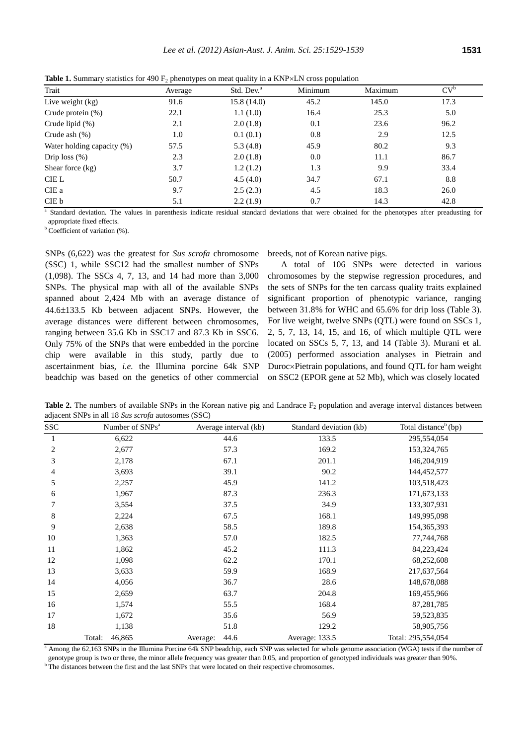**Table 1.** Summary statistics for 490 $F_2$ phenotypes on meat quality in a KNP×LN cross population

| Trait | Average | Std. Dev.[a] | Minimum | Maximum | CV[b] |
|---|---|---|---|---|---|
| Live weight (kg) | 91.6 | 15.8 (14.0) | 45.2 | 145.0 | 17.3 |
| Crude protein (%) | 22.1 | 1.1 (1.0) | 16.4 | 25.3 | 5.0 |
| Crude lipid (%) | 2.1 | 2.0 (1.8) | 0.1 | 23.6 | 96.2 |
| Crude ash (%) | 1.0 | 0.1 (0.1) | 0.8 | 2.9 | 12.5 |
| Water holding capacity (%) | 57.5 | 5.3 (4.8) | 45.9 | 80.2 | 9.3 |
| Drip loss (%) | 2.3 | 2.0 (1.8) | 0.0 | 11.1 | 86.7 |
| Shear force (kg) | 3.7 | 1.2 (1.2) | 1.3 | 9.9 | 33.4 |
| CIE L | 50.7 | 4.5 (4.0) | 34.7 | 67.1 | 8.8 |
| CIE a | 9.7 | 2.5 (2.3) | 4.5 | 18.3 | 26.0 |
| CIE b | 5.1 | 2.2 (1.9) | 0.7 | 14.3 | 42.8 |

[a] Standard deviation. The values in parenthesis indicate residual standard deviations that were obtained for the phenotypes after preadusting for appropriate fixed effects.
[b] Coefficient of variation (%).

SNPs (6,622) was the greatest for *Sus scrofa* chromosome (SSC) 1, while SSC12 had the smallest number of SNPs (1,098). The SSCs 4, 7, 13, and 14 had more than 3,000 SNPs. The physical map with all of the available SNPs spanned about 2,424 Mb with an average distance of 44.6±133.5 Kb between adjacent SNPs. However, the average distances were different between chromosomes, ranging between 35.6 Kb in SSC17 and 87.3 Kb in SSC6. Only 75% of the SNPs that were embedded in the porcine chip were available in this study, partly due to ascertainment bias, *i.e.* the Illumina porcine 64k SNP beadchip was based on the genetics of other commercial breeds, not of Korean native pigs.

A total of 106 SNPs were detected in various chromosomes by the stepwise regression procedures, and the sets of SNPs for the ten carcass quality traits explained significant proportion of phenotypic variance, ranging between 31.8% for WHC and 65.6% for drip loss (Table 3). For live weight, twelve SNPs (QTL) were found on SSCs 1, 2, 5, 7, 13, 14, 15, and 16, of which multiple QTL were located on SSCs 5, 7, 13, and 14 (Table 3). Murani et al. (2005) performed association analyses in Pietrain and Duroc×Pietrain populations, and found QTL for ham weight on SSC2 (EPOR gene at 52 Mb), which was closely located

**Table 2.** The numbers of available SNPs in the Korean native pig and Landrace $F_2$ population and average interval distances between adjacent SNPs in all 18 *Sus scrofa* autosomes (SSC)

| SSC | Number of SNPs[a] | Average interval (kb) | Standard deviation (kb) | Total distance[b] (bp) |
|---|---|---|---|---|
| 1 | 6,622 | 44.6 | 133.5 | 295,554,054 |
| 2 | 2,677 | 57.3 | 169.2 | 153,324,765 |
| 3 | 2,178 | 67.1 | 201.1 | 146,204,919 |
| 4 | 3,693 | 39.1 | 90.2 | 144,452,577 |
| 5 | 2,257 | 45.9 | 141.2 | 103,518,423 |
| 6 | 1,967 | 87.3 | 236.3 | 171,673,133 |
| 7 | 3,554 | 37.5 | 34.9 | 133,307,931 |
| 8 | 2,224 | 67.5 | 168.1 | 149,995,098 |
| 9 | 2,638 | 58.5 | 189.8 | 154,365,393 |
| 10 | 1,363 | 57.0 | 182.5 | 77,744,768 |
| 11 | 1,862 | 45.2 | 111.3 | 84,223,424 |
| 12 | 1,098 | 62.2 | 170.1 | 68,252,608 |
| 13 | 3,633 | 59.9 | 168.9 | 217,637,564 |
| 14 | 4,056 | 36.7 | 28.6 | 148,678,088 |
| 15 | 2,659 | 63.7 | 204.8 | 169,455,966 |
| 16 | 1,574 | 55.5 | 168.4 | 87,281,785 |
| 17 | 1,672 | 35.6 | 56.9 | 59,523,835 |
| 18 | 1,138 | 51.8 | 129.2 | 58,905,756 |
| | Total: 46,865 | Average: 44.6 | Average: 133.5 | Total: 295,554,054 |

[a] Among the 62,163 SNPs in the Illumina Porcine 64k SNP beadchip, each SNP was selected for whole genome association (WGA) tests if the number of genotype group is two or three, the minor allele frequency was greater than 0.05, and proportion of genotyped individuals was greater than 90%.
[b] The distances between the first and the last SNPs that were located on their respective chromosomes.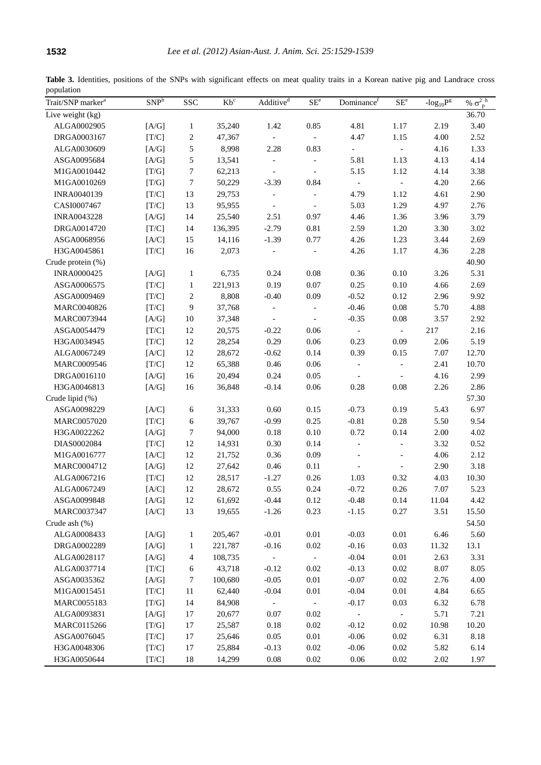**Table 3.** Identities, positions of the SNPs with significant effects on meat quality traits in a Korean native pig and Landrace cross population

| Trait/SNP marker[a] | SNP[b] | SSC | Kb[c] | Additive[d] | SE[e] | Dominance[f] | SE[e] | $-\log_{10}P$[g] | % $\sigma^2_p$[h] |
|---|---|---|---|---|---|---|---|---|---|
| Live weight (kg) | | | | | | | | | 36.70 |
| ALGA0002905 | [A/G] | 1 | 35,240 | 1.42 | 0.85 | 4.81 | 1.17 | 2.19 | 3.40 |
| DRGA0003167 | [T/C] | 2 | 47,367 | - | - | 4.47 | 1.15 | 4.00 | 2.52 |
| ALGA0030609 | [A/G] | 5 | 8,998 | 2.28 | 0.83 | - | - | 4.16 | 1.33 |
| ASGA0095684 | [A/G] | 5 | 13,541 | - | - | 5.81 | 1.13 | 4.13 | 4.14 |
| M1GA0010442 | [T/G] | 7 | 62,213 | - | - | 5.15 | 1.12 | 4.14 | 3.38 |
| M1GA0010269 | [T/G] | 7 | 50,229 | -3.39 | 0.84 | - | - | 4.20 | 2.66 |
| INRA0040139 | [T/C] | 13 | 29,753 | - | - | 4.79 | 1.12 | 4.61 | 2.90 |
| CASI0007467 | [T/C] | 13 | 95,955 | - | - | 5.03 | 1.29 | 4.97 | 2.76 |
| INRA0043228 | [A/G] | 14 | 25,540 | 2.51 | 0.97 | 4.46 | 1.36 | 3.96 | 3.79 |
| DRGA0014720 | [T/C] | 14 | 136,395 | -2.79 | 0.81 | 2.59 | 1.20 | 3.30 | 3.02 |
| ASGA0068956 | [A/C] | 15 | 14,116 | -1.39 | 0.77 | 4.26 | 1.23 | 3.44 | 2.69 |
| H3GA0045861 | [T/C] | 16 | 2,073 | - | - | 4.26 | 1.17 | 4.36 | 2.28 |
| Crude protein (%) | | | | | | | | | 40.90 |
| INRA0000425 | [A/G] | 1 | 6,735 | 0.24 | 0.08 | 0.36 | 0.10 | 3.26 | 5.31 |
| ASGA0006575 | [T/C] | 1 | 221,913 | 0.19 | 0.07 | 0.25 | 0.10 | 4.66 | 2.69 |
| ASGA0009469 | [T/C] | 2 | 8,808 | -0.40 | 0.09 | -0.52 | 0.12 | 2.96 | 9.92 |
| MARC0040826 | [T/C] | 9 | 37,768 | - | - | -0.46 | 0.08 | 5.70 | 4.88 |
| MARC0073944 | [A/G] | 10 | 37,348 | - | - | -0.35 | 0.08 | 3.57 | 2.92 |
| ASGA0054479 | [T/C] | 12 | 20,575 | -0.22 | 0.06 | - | - | 217 | 2.16 |
| H3GA0034945 | [T/C] | 12 | 28,254 | 0.29 | 0.06 | 0.23 | 0.09 | 2.06 | 5.19 |
| ALGA0067249 | [A/C] | 12 | 28,672 | -0.62 | 0.14 | 0.39 | 0.15 | 7.07 | 12.70 |
| MARC0009546 | [T/C] | 12 | 65,388 | 0.46 | 0.06 | - | - | 2.41 | 10.70 |
| DRGA0016110 | [A/G] | 16 | 20,494 | 0.24 | 0.05 | - | - | 4.16 | 2.99 |
| H3GA0046813 | [A/G] | 16 | 36,848 | -0.14 | 0.06 | 0.28 | 0.08 | 2.26 | 2.86 |
| Crude lipid (%) | | | | | | | | | 57.30 |
| ASGA0098229 | [A/C] | 6 | 31,333 | 0.60 | 0.15 | -0.73 | 0.19 | 5.43 | 6.97 |
| MARC0057020 | [T/C] | 6 | 39,767 | -0.99 | 0.25 | -0.81 | 0.28 | 5.50 | 9.54 |
| H3GA0022262 | [A/G] | 7 | 94,000 | 0.18 | 0.10 | 0.72 | 0.14 | 2.00 | 4.02 |
| DIAS0002084 | [T/C] | 12 | 14,931 | 0.30 | 0.14 | - | - | 3.32 | 0.52 |
| M1GA0016777 | [A/C] | 12 | 21,752 | 0.36 | 0.09 | - | - | 4.06 | 2.12 |
| MARC0004712 | [A/G] | 12 | 27,642 | 0.46 | 0.11 | - | - | 2.90 | 3.18 |
| ALGA0067216 | [T/C] | 12 | 28,517 | -1.27 | 0.26 | 1.03 | 0.32 | 4.03 | 10.30 |
| ALGA0067249 | [A/C] | 12 | 28,672 | 0.55 | 0.24 | -0.72 | 0.26 | 7.07 | 5.23 |
| ASGA0099848 | [A/G] | 12 | 61,692 | -0.44 | 0.12 | -0.48 | 0.14 | 11.04 | 4.42 |
| MARC0037347 | [A/C] | 13 | 19,655 | -1.26 | 0.23 | -1.15 | 0.27 | 3.51 | 15.50 |
| Crude ash (%) | | | | | | | | | 54.50 |
| ALGA0008433 | [A/G] | 1 | 205,467 | -0.01 | 0.01 | -0.03 | 0.01 | 6.46 | 5.60 |
| DRGA0002289 | [A/G] | 1 | 221,787 | -0.16 | 0.02 | -0.16 | 0.03 | 11.32 | 13.1 |
| ALGA0028117 | [A/G] | 4 | 108,735 | - | - | -0.04 | 0.01 | 2.63 | 3.31 |
| ALGA0037714 | [T/C] | 6 | 43,718 | -0.12 | 0.02 | -0.13 | 0.02 | 8.07 | 8.05 |
| ASGA0035362 | [A/G] | 7 | 100,680 | -0.05 | 0.01 | -0.07 | 0.02 | 2.76 | 4.00 |
| M1GA0015451 | [T/C] | 11 | 62,440 | -0.04 | 0.01 | -0.04 | 0.01 | 4.84 | 6.65 |
| MARC0055183 | [T/G] | 14 | 84,908 | - | - | -0.17 | 0.03 | 6.32 | 6.78 |
| ALGA0093831 | [A/G] | 17 | 20,677 | 0.07 | 0.02 | - | - | 5.71 | 7.21 |
| MARC0115266 | [T/G] | 17 | 25,587 | 0.18 | 0.02 | -0.12 | 0.02 | 10.98 | 10.20 |
| ASGA0076045 | [T/C] | 17 | 25,646 | 0.05 | 0.01 | -0.06 | 0.02 | 6.31 | 8.18 |
| H3GA0048306 | [T/C] | 17 | 25,884 | -0.13 | 0.02 | -0.06 | 0.02 | 5.82 | 6.14 |
| H3GA0050644 | [T/C] | 18 | 14,299 | 0.08 | 0.02 | 0.06 | 0.02 | 2.02 | 1.97 |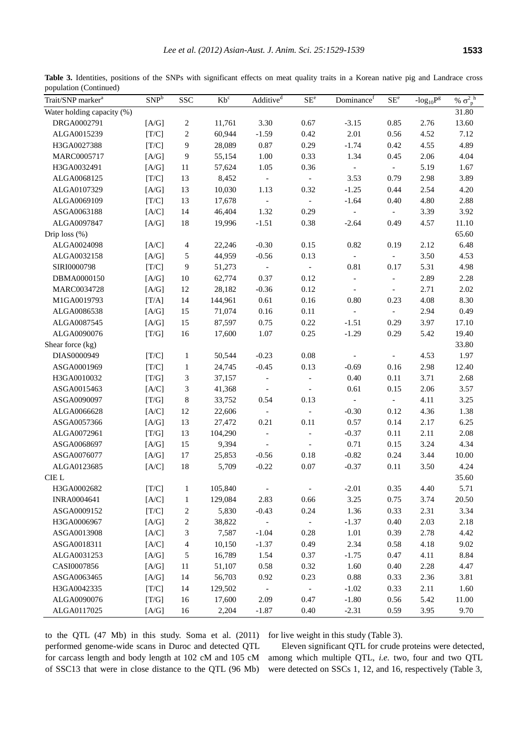**Table 3.** Identities, positions of the SNPs with significant effects on meat quality traits in a Korean native pig and Landrace cross population (Continued)

| Trait/SNP marker[a] | SNP[b] | SSC | Kb[c] | Additive[d] | SE[e] | Dominance[f] | SE[e] | $-\log_{10}P^{g}$ | % $\sigma^2_p$ [h] |
|---|---|---|---|---|---|---|---|---|---|
| Water holding capacity (%) | | | | | | | | | 31.80 |
| DRGA0002791 | [A/G] | 2 | 11,761 | 3.30 | 0.67 | -3.15 | 0.85 | 2.76 | 13.60 |
| ALGA0015239 | [T/C] | 2 | 60,944 | -1.59 | 0.42 | 2.01 | 0.56 | 4.52 | 7.12 |
| H3GA0027388 | [T/C] | 9 | 28,089 | 0.87 | 0.29 | -1.74 | 0.42 | 4.55 | 4.89 |
| MARC0005717 | [A/G] | 9 | 55,154 | 1.00 | 0.33 | 1.34 | 0.45 | 2.06 | 4.04 |
| H3GA0032491 | [A/G] | 11 | 57,624 | 1.05 | 0.36 | - | - | 5.19 | 1.67 |
| ALGA0068125 | [T/C] | 13 | 8,452 | - | - | 3.53 | 0.79 | 2.98 | 3.89 |
| ALGA0107329 | [A/G] | 13 | 10,030 | 1.13 | 0.32 | -1.25 | 0.44 | 2.54 | 4.20 |
| ALGA0069109 | [T/C] | 13 | 17,678 | - | - | -1.64 | 0.40 | 4.80 | 2.88 |
| ASGA0063188 | [A/C] | 14 | 46,404 | 1.32 | 0.29 | - | - | 3.39 | 3.92 |
| ALGA0097847 | [A/G] | 18 | 19,996 | -1.51 | 0.38 | -2.64 | 0.49 | 4.57 | 11.10 |
| Drip loss (%) | | | | | | | | | 65.60 |
| ALGA0024098 | [A/C] | 4 | 22,246 | -0.30 | 0.15 | 0.82 | 0.19 | 2.12 | 6.48 |
| ALGA0032158 | [A/G] | 5 | 44,959 | -0.56 | 0.13 | - | - | 3.50 | 4.53 |
| SIRI0000798 | [T/C] | 9 | 51,273 | - | - | 0.81 | 0.17 | 5.31 | 4.98 |
| DBMA0000150 | [A/G] | 10 | 62,774 | 0.37 | 0.12 | - | - | 2.89 | 2.28 |
| MARC0034728 | [A/G] | 12 | 28,182 | -0.36 | 0.12 | - | - | 2.71 | 2.02 |
| M1GA0019793 | [T/A] | 14 | 144,961 | 0.61 | 0.16 | 0.80 | 0.23 | 4.08 | 8.30 |
| ALGA0086538 | [A/G] | 15 | 71,074 | 0.16 | 0.11 | - | - | 2.94 | 0.49 |
| ALGA0087545 | [A/G] | 15 | 87,597 | 0.75 | 0.22 | -1.51 | 0.29 | 3.97 | 17.10 |
| ALGA0090076 | [T/G] | 16 | 17,600 | 1.07 | 0.25 | -1.29 | 0.29 | 5.42 | 19.40 |
| Shear force (kg) | | | | | | | | | 33.80 |
| DIAS0000949 | [T/C] | 1 | 50,544 | -0.23 | 0.08 | - | - | 4.53 | 1.97 |
| ASGA0001969 | [T/C] | 1 | 24,745 | -0.45 | 0.13 | -0.69 | 0.16 | 2.98 | 12.40 |
| H3GA0010032 | [T/G] | 3 | 37,157 | - | - | 0.40 | 0.11 | 3.71 | 2.68 |
| ASGA0015463 | [A/C] | 3 | 41,368 | - | - | 0.61 | 0.15 | 2.06 | 3.57 |
| ASGA0090097 | [T/G] | 8 | 33,752 | 0.54 | 0.13 | - | - | 4.11 | 3.25 |
| ALGA0066628 | [A/C] | 12 | 22,606 | - | - | -0.30 | 0.12 | 4.36 | 1.38 |
| ASGA0057366 | [A/G] | 13 | 27,472 | 0.21 | 0.11 | 0.57 | 0.14 | 2.17 | 6.25 |
| ALGA0072961 | [T/G] | 13 | 104,290 | - | - | -0.37 | 0.11 | 2.11 | 2.08 |
| ASGA0068697 | [A/G] | 15 | 9,394 | - | - | 0.71 | 0.15 | 3.24 | 4.34 |
| ASGA0076077 | [A/G] | 17 | 25,853 | -0.56 | 0.18 | -0.82 | 0.24 | 3.44 | 10.00 |
| ALGA0123685 | [A/C] | 18 | 5,709 | -0.22 | 0.07 | -0.37 | 0.11 | 3.50 | 4.24 |
| CIE L | | | | | | | | | 35.60 |
| H3GA0002682 | [T/C] | 1 | 105,840 | - | - | -2.01 | 0.35 | 4.40 | 5.71 |
| INRA0004641 | [A/C] | 1 | 129,084 | 2.83 | 0.66 | 3.25 | 0.75 | 3.74 | 20.50 |
| ASGA0009152 | [T/C] | 2 | 5,830 | -0.43 | 0.24 | 1.36 | 0.33 | 2.31 | 3.34 |
| H3GA0006967 | [A/G] | 2 | 38,822 | - | - | -1.37 | 0.40 | 2.03 | 2.18 |
| ASGA0013908 | [A/C] | 3 | 7,587 | -1.04 | 0.28 | 1.01 | 0.39 | 2.78 | 4.42 |
| ASGA0018311 | [A/C] | 4 | 10,150 | -1.37 | 0.49 | 2.34 | 0.58 | 4.18 | 9.02 |
| ALGA0031253 | [A/G] | 5 | 16,789 | 1.54 | 0.37 | -1.75 | 0.47 | 4.11 | 8.84 |
| CASI0007856 | [A/G] | 11 | 51,107 | 0.58 | 0.32 | 1.60 | 0.40 | 2.28 | 4.47 |
| ASGA0063465 | [A/G] | 14 | 56,703 | 0.92 | 0.23 | 0.88 | 0.33 | 2.36 | 3.81 |
| H3GA0042335 | [T/C] | 14 | 129,502 | - | - | -1.02 | 0.33 | 2.11 | 1.60 |
| ALGA0090076 | [T/G] | 16 | 17,600 | 2.09 | 0.47 | -1.80 | 0.56 | 5.42 | 11.00 |
| ALGA0117025 | [A/G] | 16 | 2,204 | -1.87 | 0.40 | -2.31 | 0.59 | 3.95 | 9.70 |

to the QTL (47 Mb) in this study. Soma et al. (2011) performed genome-wide scans in Duroc and detected QTL for carcass length and body length at 102 cM and 105 cM of SSC13 that were in close distance to the QTL (96 Mb) for live weight in this study (Table 3).

Eleven significant QTL for crude proteins were detected, among which multiple QTL, *i.e.* two, four and two QTL were detected on SSCs 1, 12, and 16, respectively (Table 3,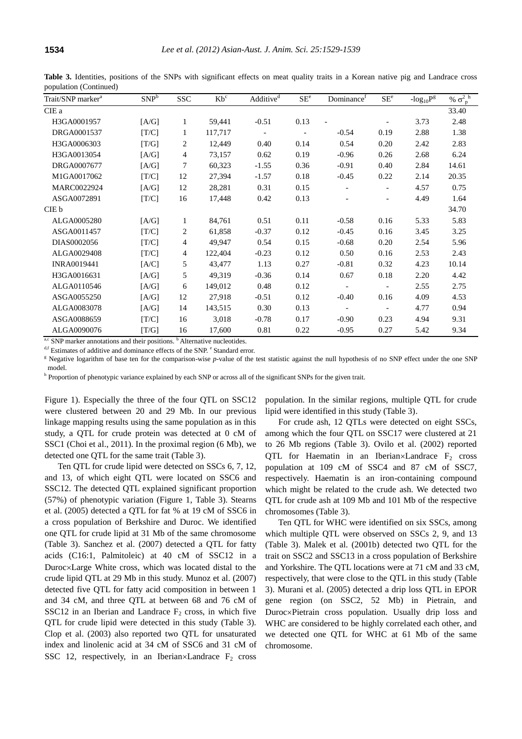**Table 3.** Identities, positions of the SNPs with significant effects on meat quality traits in a Korean native pig and Landrace cross population (Continued)

| Trait/SNP marker[a] | SNP[b] | SSC | Kb[c] | Additive[d] | SE[e] | Dominance[f] | SE[e] | $-\log_{10}P$[g] | % $\sigma^2_p$[h] |
|---|---|---|---|---|---|---|---|---|---|
| CIE a | | | | | | | | | 33.40 |
| H3GA0001957 | [A/G] | 1 | 59,441 | -0.51 | 0.13 | - | - | 3.73 | 2.48 |
| DRGA0001537 | [T/C] | 1 | 117,717 | - | - | -0.54 | 0.19 | 2.88 | 1.38 |
| H3GA0006303 | [T/G] | 2 | 12,449 | 0.40 | 0.14 | 0.54 | 0.20 | 2.42 | 2.83 |
| H3GA0013054 | [A/G] | 4 | 73,157 | 0.62 | 0.19 | -0.96 | 0.26 | 2.68 | 6.24 |
| DRGA0007677 | [A/G] | 7 | 60,323 | -1.55 | 0.36 | -0.91 | 0.40 | 2.84 | 14.61 |
| M1GA0017062 | [T/C] | 12 | 27,394 | -1.57 | 0.18 | -0.45 | 0.22 | 2.14 | 20.35 |
| MARC0022924 | [A/G] | 12 | 28,281 | 0.31 | 0.15 | - | - | 4.57 | 0.75 |
| ASGA0072891 | [T/C] | 16 | 17,448 | 0.42 | 0.13 | - | - | 4.49 | 1.64 |
| CIE b | | | | | | | | | 34.70 |
| ALGA0005280 | [A/G] | 1 | 84,761 | 0.51 | 0.11 | -0.58 | 0.16 | 5.33 | 5.83 |
| ASGA0011457 | [T/C] | 2 | 61,858 | -0.37 | 0.12 | -0.45 | 0.16 | 3.45 | 3.25 |
| DIAS0002056 | [T/C] | 4 | 49,947 | 0.54 | 0.15 | -0.68 | 0.20 | 2.54 | 5.96 |
| ALGA0029408 | [T/C] | 4 | 122,404 | -0.23 | 0.12 | 0.50 | 0.16 | 2.53 | 2.43 |
| INRA0019441 | [A/C] | 5 | 43,477 | 1.13 | 0.27 | -0.81 | 0.32 | 4.23 | 10.14 |
| H3GA0016631 | [A/G] | 5 | 49,319 | -0.36 | 0.14 | 0.67 | 0.18 | 2.20 | 4.42 |
| ALGA0110546 | [A/G] | 6 | 149,012 | 0.48 | 0.12 | - | - | 2.55 | 2.75 |
| ASGA0055250 | [A/G] | 12 | 27,918 | -0.51 | 0.12 | -0.40 | 0.16 | 4.09 | 4.53 |
| ALGA0083078 | [A/G] | 14 | 143,515 | 0.30 | 0.13 | - | - | 4.77 | 0.94 |
| ASGA0088659 | [T/C] | 16 | 3,018 | -0.78 | 0.17 | -0.90 | 0.23 | 4.94 | 9.31 |
| ALGA0090076 | [T/G] | 16 | 17,600 | 0.81 | 0.22 | -0.95 | 0.27 | 5.42 | 9.34 |

[a,c] SNP marker annotations and their positions. [b] Alternative nucleotides.

[d,f] Estimates of additive and dominance effects of the SNP. [e] Standard error.

[g] Negative logarithm of base ten for the comparison-wise *p*-value of the test statistic against the null hypothesis of no SNP effect under the one SNP model.

[h] Proportion of phenotypic variance explained by each SNP or across all of the significant SNPs for the given trait.

Figure 1). Especially the three of the four QTL on SSC12 were clustered between 20 and 29 Mb. In our previous linkage mapping results using the same population as in this study, a QTL for crude protein was detected at 0 cM of SSC1 (Choi et al., 2011). In the proximal region (6 Mb), we detected one QTL for the same trait (Table 3).

Ten QTL for crude lipid were detected on SSCs 6, 7, 12, and 13, of which eight QTL were located on SSC6 and SSC12. The detected QTL explained significant proportion (57%) of phenotypic variation (Figure 1, Table 3). Stearns et al. (2005) detected a QTL for fat % at 19 cM of SSC6 in a cross population of Berkshire and Duroc. We identified one QTL for crude lipid at 31 Mb of the same chromosome (Table 3). Sanchez et al. (2007) detected a QTL for fatty acids (C16:1, Palmitoleic) at 40 cM of SSC12 in a Duroc×Large White cross, which was located distal to the crude lipid QTL at 29 Mb in this study. Munoz et al. (2007) detected five QTL for fatty acid composition in between 1 and 34 cM, and three QTL at between 68 and 76 cM of SSC12 in an Iberian and Landrace $F_2$ cross, in which five QTL for crude lipid were detected in this study (Table 3). Clop et al. (2003) also reported two QTL for unsaturated index and linolenic acid at 34 cM of SSC6 and 31 cM of SSC 12, respectively, in an Iberian×Landrace $F_2$ cross population. In the similar regions, multiple QTL for crude lipid were identified in this study (Table 3).

For crude ash, 12 QTLs were detected on eight SSCs, among which the four QTL on SSC17 were clustered at 21 to 26 Mb regions (Table 3). Ovilo et al. (2002) reported QTL for Haematin in an Iberian×Landrace $F_2$ cross population at 109 cM of SSC4 and 87 cM of SSC7, respectively. Haematin is an iron-containing compound which might be related to the crude ash. We detected two QTL for crude ash at 109 Mb and 101 Mb of the respective chromosomes (Table 3).

Ten QTL for WHC were identified on six SSCs, among which multiple QTL were observed on SSCs 2, 9, and 13 (Table 3). Malek et al. (2001b) detected two QTL for the trait on SSC2 and SSC13 in a cross population of Berkshire and Yorkshire. The QTL locations were at 71 cM and 33 cM, respectively, that were close to the QTL in this study (Table 3). Murani et al. (2005) detected a drip loss QTL in EPOR gene region (on SSC2, 52 Mb) in Pietrain, and Duroc×Pietrain cross population. Usually drip loss and WHC are considered to be highly correlated each other, and we detected one QTL for WHC at 61 Mb of the same chromosome.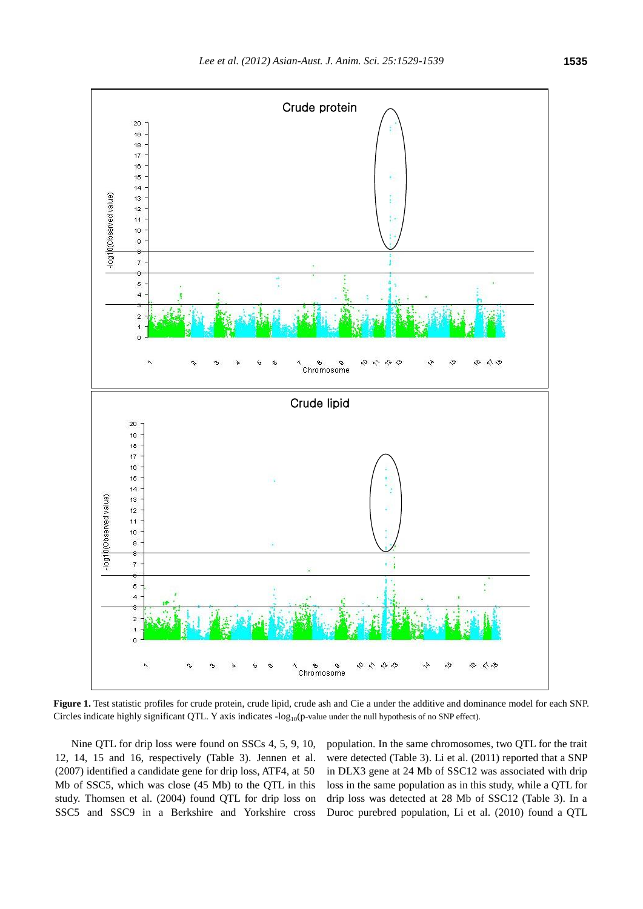**Figure 1.** Test statistic profiles for crude protein, crude lipid, crude ash and Cie a under the additive and dominance model for each SNP. Circles indicate highly significant QTL. Y axis indicates $-\log_{10}$(p-value under the null hypothesis of no SNP effect).

Nine QTL for drip loss were found on SSCs 4, 5, 9, 10, 12, 14, 15 and 16, respectively (Table 3). Jennen et al. (2007) identified a candidate gene for drip loss, ATF4, at 50 Mb of SSC5, which was close (45 Mb) to the QTL in this study. Thomsen et al. (2004) found QTL for drip loss on SSC5 and SSC9 in a Berkshire and Yorkshire cross population. In the same chromosomes, two QTL for the trait were detected (Table 3). Li et al. (2011) reported that a SNP in DLX3 gene at 24 Mb of SSC12 was associated with drip loss in the same population as in this study, while a QTL for drip loss was detected at 28 Mb of SSC12 (Table 3). In a Duroc purebred population, Li et al. (2010) found a QTL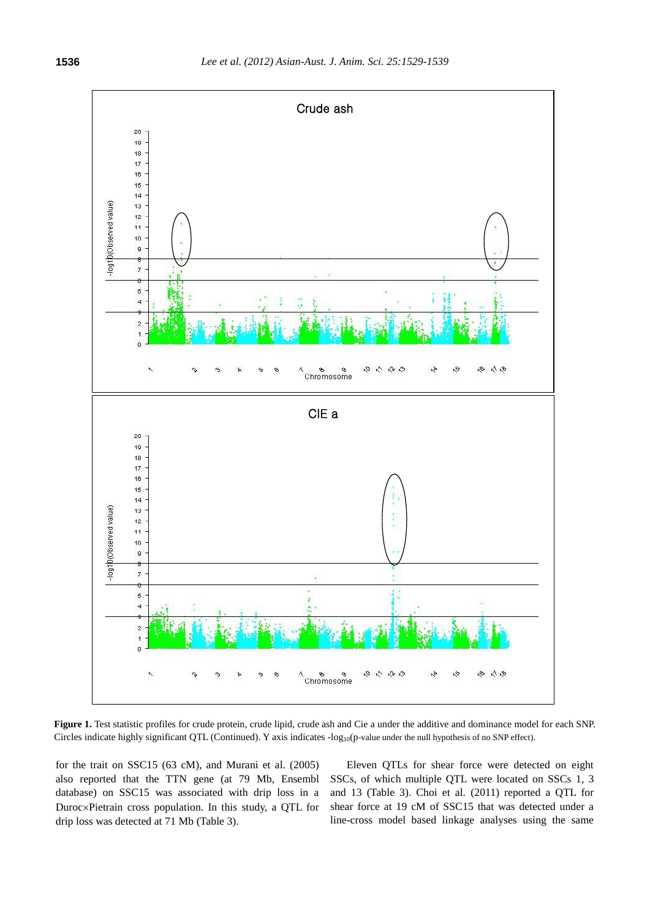**Figure 1.** Test statistic profiles for crude protein, crude lipid, crude ash and Cie a under the additive and dominance model for each SNP. Circles indicate highly significant QTL (Continued). Y axis indicates $-\log_{10}$(p-value under the null hypothesis of no SNP effect).

for the trait on SSC15 (63 cM), and Murani et al. (2005) also reported that the TTN gene (at 79 Mb, Ensembl database) on SSC15 was associated with drip loss in a Duroc×Pietrain cross population. In this study, a QTL for drip loss was detected at 71 Mb (Table 3).

Eleven QTLs for shear force were detected on eight SSCs, of which multiple QTL were located on SSCs 1, 3 and 13 (Table 3). Choi et al. (2011) reported a QTL for shear force at 19 cM of SSC15 that was detected under a line-cross model based linkage analyses using the same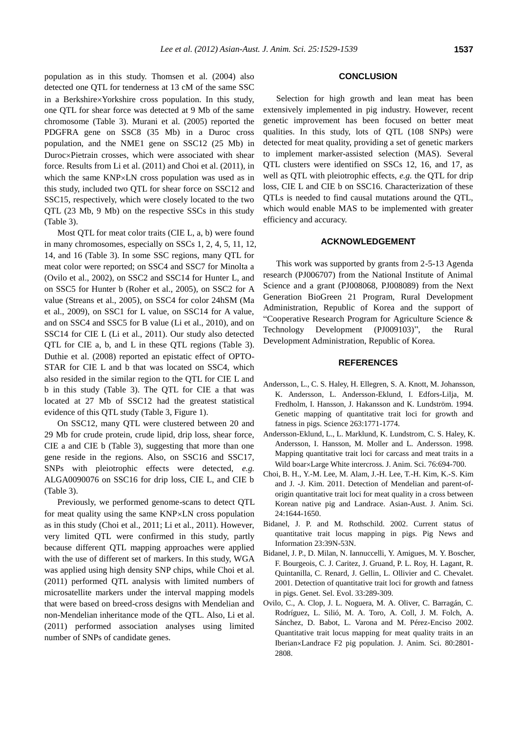population as in this study. Thomsen et al. (2004) also detected one QTL for tenderness at 13 cM of the same SSC in a Berkshire×Yorkshire cross population. In this study, one QTL for shear force was detected at 9 Mb of the same chromosome (Table 3). Murani et al. (2005) reported the PDGFRA gene on SSC8 (35 Mb) in a Duroc cross population, and the NME1 gene on SSC12 (25 Mb) in Duroc×Pietrain crosses, which were associated with shear force. Results from Li et al. (2011) and Choi et al. (2011), in which the same KNP×LN cross population was used as in this study, included two QTL for shear force on SSC12 and SSC15, respectively, which were closely located to the two QTL (23 Mb, 9 Mb) on the respective SSCs in this study (Table 3).

Most QTL for meat color traits (CIE L, a, b) were found in many chromosomes, especially on SSCs 1, 2, 4, 5, 11, 12, 14, and 16 (Table 3). In some SSC regions, many QTL for meat color were reported; on SSC4 and SSC7 for Minolta a (Ovilo et al., 2002), on SSC2 and SSC14 for Hunter L, and on SSC5 for Hunter b (Roher et al., 2005), on SSC2 for A value (Streans et al., 2005), on SSC4 for color 24hSM (Ma et al., 2009), on SSC1 for L value, on SSC14 for A value, and on SSC4 and SSC5 for B value (Li et al., 2010), and on SSC14 for CIE L (Li et al., 2011). Our study also detected QTL for CIE a, b, and L in these QTL regions (Table 3). Duthie et al. (2008) reported an epistatic effect of OPTO-STAR for CIE L and b that was located on SSC4, which also resided in the similar region to the QTL for CIE L and b in this study (Table 3). The QTL for CIE a that was located at 27 Mb of SSC12 had the greatest statistical evidence of this QTL study (Table 3, Figure 1).

On SSC12, many QTL were clustered between 20 and 29 Mb for crude protein, crude lipid, drip loss, shear force, CIE a and CIE b (Table 3), suggesting that more than one gene reside in the regions. Also, on SSC16 and SSC17, SNPs with pleiotrophic effects were detected, *e.g.* ALGA0090076 on SSC16 for drip loss, CIE L, and CIE b (Table 3).

Previously, we performed genome-scans to detect QTL for meat quality using the same KNP×LN cross population as in this study (Choi et al., 2011; Li et al., 2011). However, very limited QTL were confirmed in this study, partly because different QTL mapping approaches were applied with the use of different set of markers. In this study, WGA was applied using high density SNP chips, while Choi et al. (2011) performed QTL analysis with limited numbers of microsatellite markers under the interval mapping models that were based on breed-cross designs with Mendelian and non-Mendelian inheritance mode of the QTL. Also, Li et al. (2011) performed association analyses using limited number of SNPs of candidate genes.

## CONCLUSION

Selection for high growth and lean meat has been extensively implemented in pig industry. However, recent genetic improvement has been focused on better meat qualities. In this study, lots of QTL (108 SNPs) were detected for meat quality, providing a set of genetic markers to implement marker-assisted selection (MAS). Several QTL clusters were identified on SSCs 12, 16, and 17, as well as QTL with pleiotrophic effects, *e.g.* the QTL for drip loss, CIE L and CIE b on SSC16. Characterization of these QTLs is needed to find causal mutations around the QTL, which would enable MAS to be implemented with greater efficiency and accuracy.

## ACKNOWLEDGEMENT

This work was supported by grants from 2-5-13 Agenda research (PJ006707) from the National Institute of Animal Science and a grant (PJ008068, PJ008089) from the Next Generation BioGreen 21 Program, Rural Development Administration, Republic of Korea and the support of "Cooperative Research Program for Agriculture Science & Technology Development (PJ009103)", the Rural Development Administration, Republic of Korea.

## REFERENCES

Andersson, L., C. S. Haley, H. Ellegren, S. A. Knott, M. Johansson, K. Andersson, L. Andersson-Eklund, I. Edfors-Lilja, M. Fredholm, I. Hansson, J. Hakansson and K. Lundström. 1994. Genetic mapping of quantitative trait loci for growth and fatness in pigs. Science 263:1771-1774.

Andersson-Eklund, L., L. Marklund, K. Lundstrom, C. S. Haley, K. Andersson, I. Hansson, M. Moller and L. Andersson. 1998. Mapping quantitative trait loci for carcass and meat traits in a Wild boar×Large White intercross. J. Anim. Sci. 76:694-700.

Choi, B. H., Y.-M. Lee, M. Alam, J.-H. Lee, T.-H. Kim, K.-S. Kim and J. -J. Kim. 2011. Detection of Mendelian and parent-of-origin quantitative trait loci for meat quality in a cross between Korean native pig and Landrace. Asian-Aust. J. Anim. Sci. 24:1644-1650.

Bidanel, J. P. and M. Rothschild. 2002. Current status of quantitative trait locus mapping in pigs. Pig News and Information 23:39N-53N.

Bidanel, J. P., D. Milan, N. Iannuccelli, Y. Amigues, M. Y. Boscher, F. Bourgeois, C. J. Caritez, J. Gruand, P. L. Roy, H. Lagant, R. Quintanilla, C. Renard, J. Gellin, L. Ollivier and C. Chevalet. 2001. Detection of quantitative trait loci for growth and fatness in pigs. Genet. Sel. Evol. 33:289-309.

Ovilo, C., A. Clop, J. L. Noguera, M. A. Oliver, C. Barragán, C. Rodríguez, L. Silió, M. A. Toro, A. Coll, J. M. Folch, A. Sánchez, D. Babot, L. Varona and M. Pérez-Enciso 2002. Quantitative trait locus mapping for meat quality traits in an Iberian×Landrace F2 pig population. J. Anim. Sci. 80:2801-2808.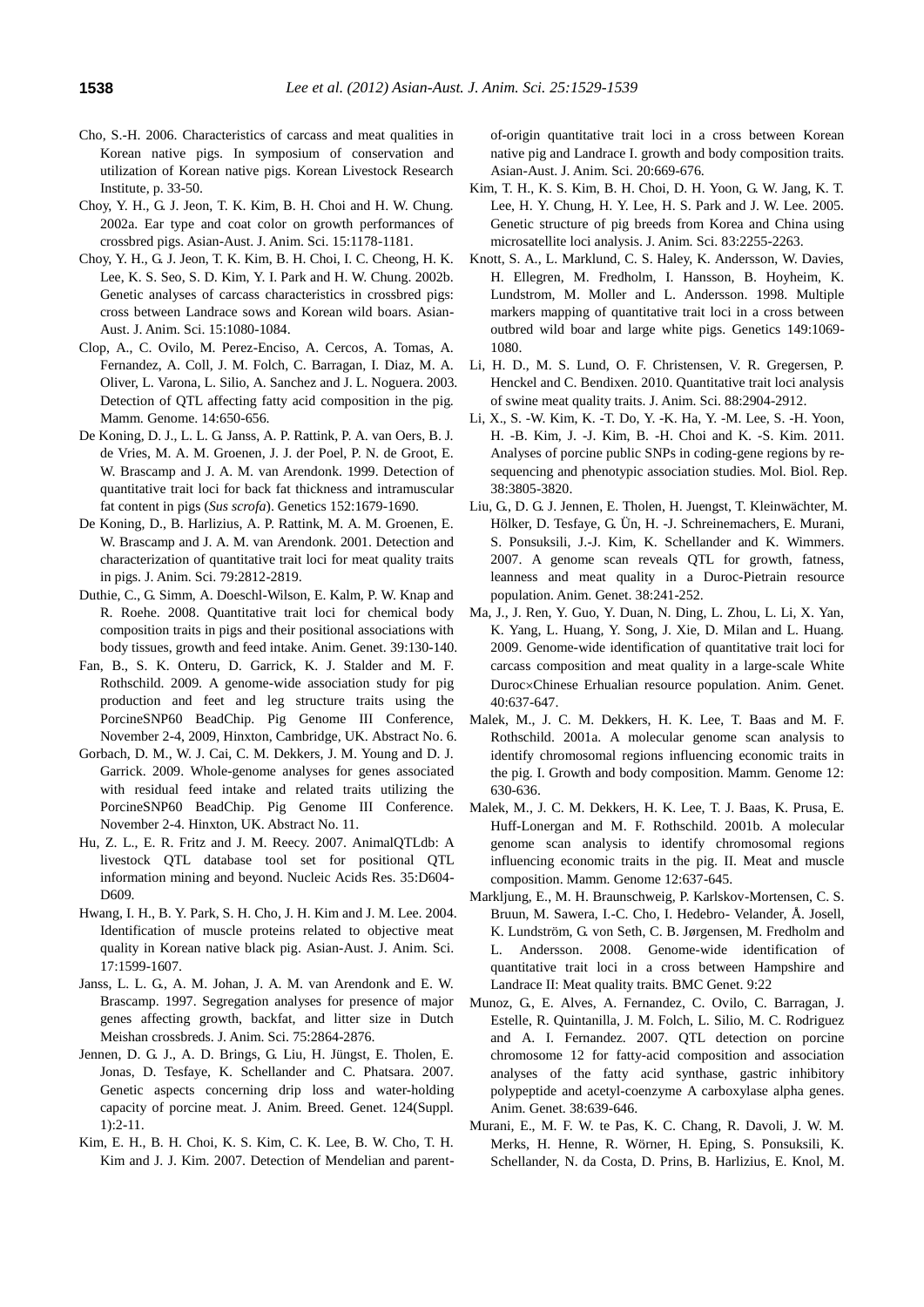Cho, S.-H. 2006. Characteristics of carcass and meat qualities in Korean native pigs. In symposium of conservation and utilization of Korean native pigs. Korean Livestock Research Institute, p. 33-50.

Choy, Y. H., G. J. Jeon, T. K. Kim, B. H. Choi and H. W. Chung. 2002a. Ear type and coat color on growth performances of crossbred pigs. Asian-Aust. J. Anim. Sci. 15:1178-1181.

Choy, Y. H., G. J. Jeon, T. K. Kim, B. H. Choi, I. C. Cheong, H. K. Lee, K. S. Seo, S. D. Kim, Y. I. Park and H. W. Chung. 2002b. Genetic analyses of carcass characteristics in crossbred pigs: cross between Landrace sows and Korean wild boars. Asian-Aust. J. Anim. Sci. 15:1080-1084.

Clop, A., C. Ovilo, M. Perez-Enciso, A. Cercos, A. Tomas, A. Fernandez, A. Coll, J. M. Folch, C. Barragan, I. Diaz, M. A. Oliver, L. Varona, L. Silio, A. Sanchez and J. L. Noguera. 2003. Detection of QTL affecting fatty acid composition in the pig. Mamm. Genome. 14:650-656.

De Koning, D. J., L. L. G. Janss, A. P. Rattink, P. A. van Oers, B. J. de Vries, M. A. M. Groenen, J. J. der Poel, P. N. de Groot, E. W. Brascamp and J. A. M. van Arendonk. 1999. Detection of quantitative trait loci for back fat thickness and intramuscular fat content in pigs (*Sus scrofa*). Genetics 152:1679-1690.

De Koning, D., B. Harlizius, A. P. Rattink, M. A. M. Groenen, E. W. Brascamp and J. A. M. van Arendonk. 2001. Detection and characterization of quantitative trait loci for meat quality traits in pigs. J. Anim. Sci. 79:2812-2819.

Duthie, C., G. Simm, A. Doeschl-Wilson, E. Kalm, P. W. Knap and R. Roehe. 2008. Quantitative trait loci for chemical body composition traits in pigs and their positional associations with body tissues, growth and feed intake. Anim. Genet. 39:130-140.

Fan, B., S. K. Onteru, D. Garrick, K. J. Stalder and M. F. Rothschild. 2009. A genome-wide association study for pig production and feet and leg structure traits using the PorcineSNP60 BeadChip. Pig Genome III Conference, November 2-4, 2009, Hinxton, Cambridge, UK. Abstract No. 6.

Gorbach, D. M., W. J. Cai, C. M. Dekkers, J. M. Young and D. J. Garrick. 2009. Whole-genome analyses for genes associated with residual feed intake and related traits utilizing the PorcineSNP60 BeadChip. Pig Genome III Conference. November 2-4. Hinxton, UK. Abstract No. 11.

Hu, Z. L., E. R. Fritz and J. M. Reecy. 2007. AnimalQTLdb: A livestock QTL database tool set for positional QTL information mining and beyond. Nucleic Acids Res. 35:D604-D609.

Hwang, I. H., B. Y. Park, S. H. Cho, J. H. Kim and J. M. Lee. 2004. Identification of muscle proteins related to objective meat quality in Korean native black pig. Asian-Aust. J. Anim. Sci. 17:1599-1607.

Janss, L. L. G., A. M. Johan, J. A. M. van Arendonk and E. W. Brascamp. 1997. Segregation analyses for presence of major genes affecting growth, backfat, and litter size in Dutch Meishan crossbreds. J. Anim. Sci. 75:2864-2876.

Jennen, D. G. J., A. D. Brings, G. Liu, H. Jüngst, E. Tholen, E. Jonas, D. Tesfaye, K. Schellander and C. Phatsara. 2007. Genetic aspects concerning drip loss and water-holding capacity of porcine meat. J. Anim. Breed. Genet. 124(Suppl. 1):2-11.

Kim, E. H., B. H. Choi, K. S. Kim, C. K. Lee, B. W. Cho, T. H. Kim and J. J. Kim. 2007. Detection of Mendelian and parent-of-origin quantitative trait loci in a cross between Korean native pig and Landrace I. growth and body composition traits. Asian-Aust. J. Anim. Sci. 20:669-676.

Kim, T. H., K. S. Kim, B. H. Choi, D. H. Yoon, G. W. Jang, K. T. Lee, H. Y. Chung, H. Y. Lee, H. S. Park and J. W. Lee. 2005. Genetic structure of pig breeds from Korea and China using microsatellite loci analysis. J. Anim. Sci. 83:2255-2263.

Knott, S. A., L. Marklund, C. S. Haley, K. Andersson, W. Davies, H. Ellegren, M. Fredholm, I. Hansson, B. Hoyheim, K. Lundstrom, M. Moller and L. Andersson. 1998. Multiple markers mapping of quantitative trait loci in a cross between outbred wild boar and large white pigs. Genetics 149:1069-1080.

Li, H. D., M. S. Lund, O. F. Christensen, V. R. Gregersen, P. Henckel and C. Bendixen. 2010. Quantitative trait loci analysis of swine meat quality traits. J. Anim. Sci. 88:2904-2912.

Li, X., S. -W. Kim, K. -T. Do, Y. -K. Ha, Y. -M. Lee, S. -H. Yoon, H. -B. Kim, J. -J. Kim, B. -H. Choi and K. -S. Kim. 2011. Analyses of porcine public SNPs in coding-gene regions by re-sequencing and phenotypic association studies. Mol. Biol. Rep. 38:3805-3820.

Liu, G., D. G. J. Jennen, E. Tholen, H. Juengst, T. Kleinwächter, M. Hölker, D. Tesfaye, G. Ün, H. -J. Schreinemachers, E. Murani, S. Ponsuksili, J.-J. Kim, K. Schellander and K. Wimmers. 2007. A genome scan reveals QTL for growth, fatness, leanness and meat quality in a Duroc-Pietrain resource population. Anim. Genet. 38:241-252.

Ma, J., J. Ren, Y. Guo, Y. Duan, N. Ding, L. Zhou, L. Li, X. Yan, K. Yang, L. Huang, Y. Song, J. Xie, D. Milan and L. Huang. 2009. Genome-wide identification of quantitative trait loci for carcass composition and meat quality in a large-scale White Duroc×Chinese Erhualian resource population. Anim. Genet. 40:637-647.

Malek, M., J. C. M. Dekkers, H. K. Lee, T. Baas and M. F. Rothschild. 2001a. A molecular genome scan analysis to identify chromosomal regions influencing economic traits in the pig. I. Growth and body composition. Mamm. Genome 12: 630-636.

Malek, M., J. C. M. Dekkers, H. K. Lee, T. J. Baas, K. Prusa, E. Huff-Lonergan and M. F. Rothschild. 2001b. A molecular genome scan analysis to identify chromosomal regions influencing economic traits in the pig. II. Meat and muscle composition. Mamm. Genome 12:637-645.

Markljung, E., M. H. Braunschweig, P. Karlskov-Mortensen, C. S. Bruun, M. Sawera, I.-C. Cho, I. Hedebro- Velander, Å. Josell, K. Lundström, G. von Seth, C. B. Jørgensen, M. Fredholm and L. Andersson. 2008. Genome-wide identification of quantitative trait loci in a cross between Hampshire and Landrace II: Meat quality traits. BMC Genet. 9:22

Munoz, G., E. Alves, A. Fernandez, C. Ovilo, C. Barragan, J. Estelle, R. Quintanilla, J. M. Folch, L. Silio, M. C. Rodriguez and A. I. Fernandez. 2007. QTL detection on porcine chromosome 12 for fatty-acid composition and association analyses of the fatty acid synthase, gastric inhibitory polypeptide and acetyl-coenzyme A carboxylase alpha genes. Anim. Genet. 38:639-646.

Murani, E., M. F. W. te Pas, K. C. Chang, R. Davoli, J. W. M. Merks, H. Henne, R. Wörner, H. Eping, S. Ponsuksili, K. Schellander, N. da Costa, D. Prins, B. Harlizius, E. Knol, M.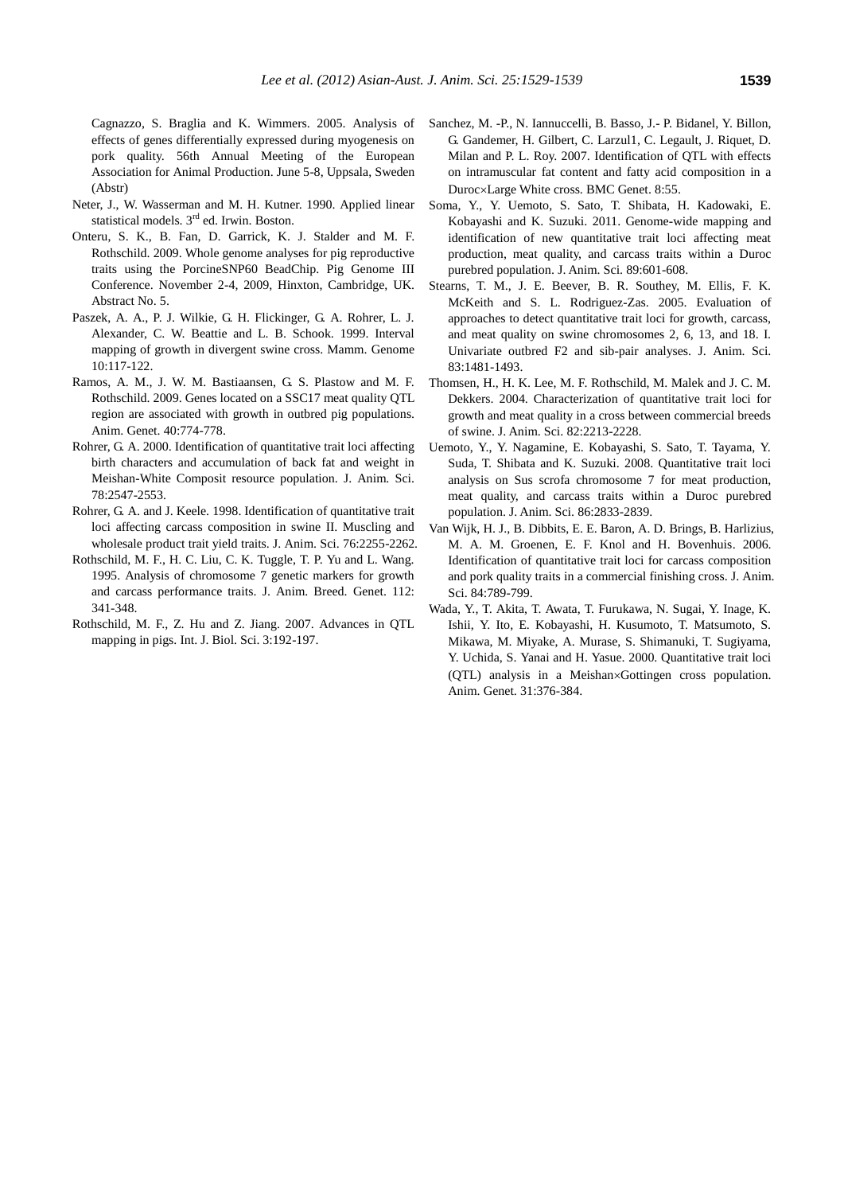Cagnazzo, S. Braglia and K. Wimmers. 2005. Analysis of effects of genes differentially expressed during myogenesis on pork quality. 56th Annual Meeting of the European Association for Animal Production. June 5-8, Uppsala, Sweden (Abstr)

Neter, J., W. Wasserman and M. H. Kutner. 1990. Applied linear statistical models. 3rd ed. Irwin. Boston.

Onteru, S. K., B. Fan, D. Garrick, K. J. Stalder and M. F. Rothschild. 2009. Whole genome analyses for pig reproductive traits using the PorcineSNP60 BeadChip. Pig Genome III Conference. November 2-4, 2009, Hinxton, Cambridge, UK. Abstract No. 5.

Paszek, A. A., P. J. Wilkie, G. H. Flickinger, G. A. Rohrer, L. J. Alexander, C. W. Beattie and L. B. Schook. 1999. Interval mapping of growth in divergent swine cross. Mamm. Genome 10:117-122.

Ramos, A. M., J. W. M. Bastiaansen, G. S. Plastow and M. F. Rothschild. 2009. Genes located on a SSC17 meat quality QTL region are associated with growth in outbred pig populations. Anim. Genet. 40:774-778.

Rohrer, G. A. 2000. Identification of quantitative trait loci affecting birth characters and accumulation of back fat and weight in Meishan-White Composit resource population. J. Anim. Sci. 78:2547-2553.

Rohrer, G. A. and J. Keele. 1998. Identification of quantitative trait loci affecting carcass composition in swine II. Muscling and wholesale product trait yield traits. J. Anim. Sci. 76:2255-2262.

Rothschild, M. F., H. C. Liu, C. K. Tuggle, T. P. Yu and L. Wang. 1995. Analysis of chromosome 7 genetic markers for growth and carcass performance traits. J. Anim. Breed. Genet. 112: 341-348.

Rothschild, M. F., Z. Hu and Z. Jiang. 2007. Advances in QTL mapping in pigs. Int. J. Biol. Sci. 3:192-197.

Sanchez, M. -P., N. Iannuccelli, B. Basso, J.- P. Bidanel, Y. Billon, G. Gandemer, H. Gilbert, C. Larzul1, C. Legault, J. Riquet, D. Milan and P. L. Roy. 2007. Identification of QTL with effects on intramuscular fat content and fatty acid composition in a Duroc×Large White cross. BMC Genet. 8:55.

Soma, Y., Y. Uemoto, S. Sato, T. Shibata, H. Kadowaki, E. Kobayashi and K. Suzuki. 2011. Genome-wide mapping and identification of new quantitative trait loci affecting meat production, meat quality, and carcass traits within a Duroc purebred population. J. Anim. Sci. 89:601-608.

Stearns, T. M., J. E. Beever, B. R. Southey, M. Ellis, F. K. McKeith and S. L. Rodriguez-Zas. 2005. Evaluation of approaches to detect quantitative trait loci for growth, carcass, and meat quality on swine chromosomes 2, 6, 13, and 18. I. Univariate outbred F2 and sib-pair analyses. J. Anim. Sci. 83:1481-1493.

Thomsen, H., H. K. Lee, M. F. Rothschild, M. Malek and J. C. M. Dekkers. 2004. Characterization of quantitative trait loci for growth and meat quality in a cross between commercial breeds of swine. J. Anim. Sci. 82:2213-2228.

Uemoto, Y., Y. Nagamine, E. Kobayashi, S. Sato, T. Tayama, Y. Suda, T. Shibata and K. Suzuki. 2008. Quantitative trait loci analysis on Sus scrofa chromosome 7 for meat production, meat quality, and carcass traits within a Duroc purebred population. J. Anim. Sci. 86:2833-2839.

Van Wijk, H. J., B. Dibbits, E. E. Baron, A. D. Brings, B. Harlizius, M. A. M. Groenen, E. F. Knol and H. Bovenhuis. 2006. Identification of quantitative trait loci for carcass composition and pork quality traits in a commercial finishing cross. J. Anim. Sci. 84:789-799.

Wada, Y., T. Akita, T. Awata, T. Furukawa, N. Sugai, Y. Inage, K. Ishii, Y. Ito, E. Kobayashi, H. Kusumoto, T. Matsumoto, S. Mikawa, M. Miyake, A. Murase, S. Shimanuki, T. Sugiyama, Y. Uchida, S. Yanai and H. Yasue. 2000. Quantitative trait loci (QTL) analysis in a Meishan×Gottingen cross population. Anim. Genet. 31:376-384.